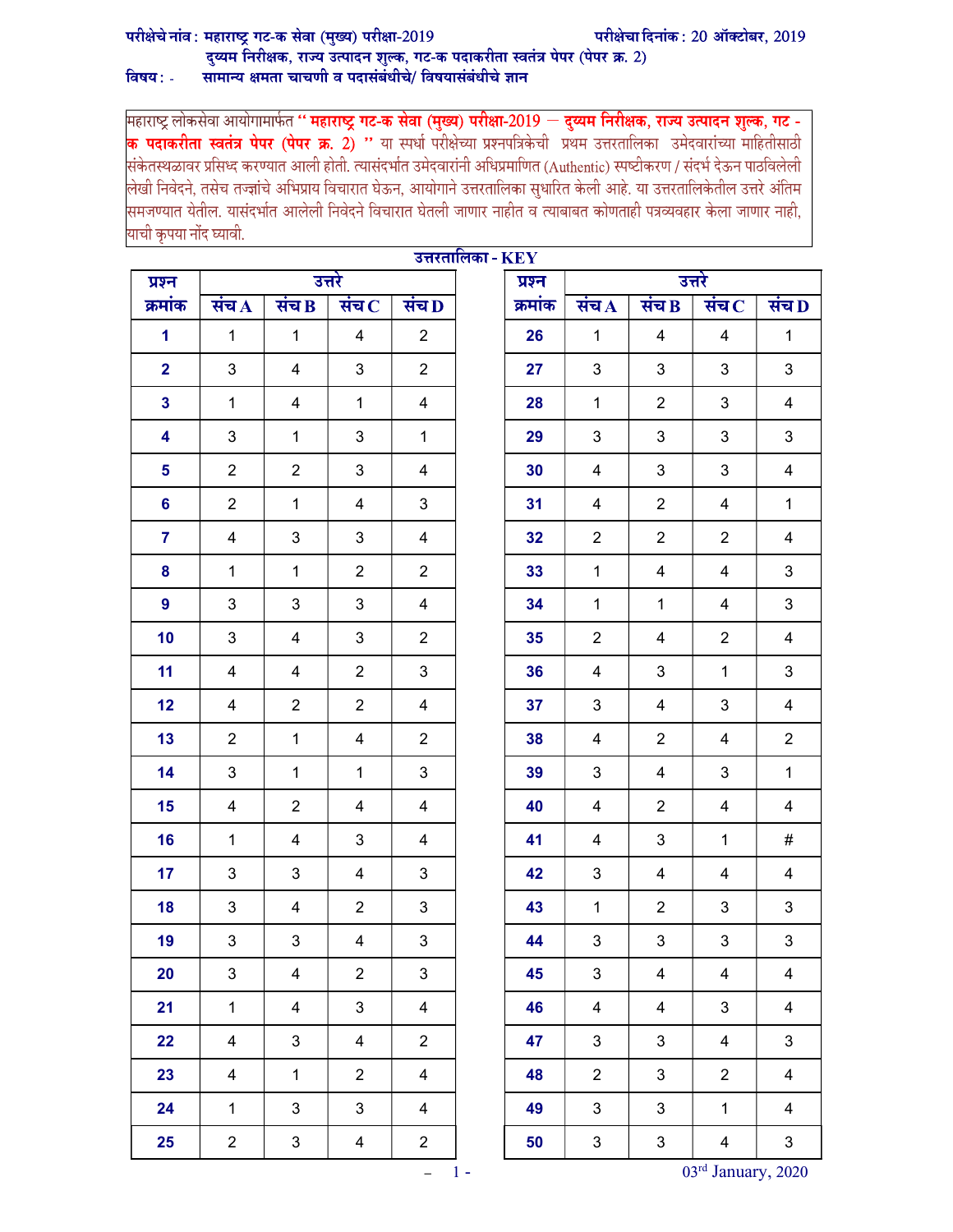परीक्षेचे नांव : महाराष्ट्र गट-क सेवा (मुख्य) परीक्षा-2019 परीक्षेचा दिनांक : 20 ऑक्टोबर, 2019

दुय्यम निरीक्षक, राज्य उत्पादन शुल्क, गट-क पदाकरीता स्वतंत्र पेपर (पेपर क्र. 2)

विषय : - सामान्य क्षमता चाचणी व पदासंबंधीचे/ विषयासंबंधीचे ज्ञान

महाराष्ट्र लोकसेवा आयोगामार्फत **" महाराष्ट्र गट-क सेवा (मुख्य) परीक्षा-2019 – दुय्यम निरीक्षक, राज्य उत्पादन शुल्क, गट - क पदाकरीता स्वतंत्र पेपर (पेपर क्र. 2) "** या स्पर्धा परीक्षेच्या प्रश्नपत्रिकेची प्रथम उत्तरतालिका उमेदवारांच्या माहितीसाठी संकेतस्थळावर प्रसिध्द करण्यात आली होती. त्यासंदर्भात उमेदवारांनी अधिप्रमाणित (Authentic) स्पष्टीकरण / संदर्भ देऊन पाठविलेली लेखी निवेदने, तसेच तज्ज्ञांचे अभिप्राय विचारात घेऊन, आयोगाने उत्तरतालिका सुधारित केली आहे. या उत्तरतालिकेतील उत्तरे अंतिम समजण्यात येतील. यासंदर्भात आलेली निवेदने विचारात घेतली जाणार नाहीत व त्याबाबत कोणताही पत्रव्यवहार केला जाणार नाही, याची कृपया नोंद घ्यावी.

## उत्तरतालिका - KEY

| प्रश्न क्रमांक | उत्तरे | | | |
|---|---|---|---|---|
| | संच A | संच B | संच C | संच D |
| 1 | 1 | 1 | 4 | 2 |
| 2 | 3 | 4 | 3 | 2 |
| 3 | 1 | 4 | 1 | 4 |
| 4 | 3 | 1 | 3 | 1 |
| 5 | 2 | 2 | 3 | 4 |
| 6 | 2 | 1 | 4 | 3 |
| 7 | 4 | 3 | 3 | 4 |
| 8 | 1 | 1 | 2 | 2 |
| 9 | 3 | 3 | 3 | 4 |
| 10 | 3 | 4 | 3 | 2 |
| 11 | 4 | 4 | 2 | 3 |
| 12 | 4 | 2 | 2 | 4 |
| 13 | 2 | 1 | 4 | 2 |
| 14 | 3 | 1 | 1 | 3 |
| 15 | 4 | 2 | 4 | 4 |
| 16 | 1 | 4 | 3 | 4 |
| 17 | 3 | 3 | 4 | 3 |
| 18 | 3 | 4 | 2 | 3 |
| 19 | 3 | 3 | 4 | 3 |
| 20 | 3 | 4 | 2 | 3 |
| 21 | 1 | 4 | 3 | 4 |
| 22 | 4 | 3 | 4 | 2 |
| 23 | 4 | 1 | 2 | 4 |
| 24 | 1 | 3 | 3 | 4 |
| 25 | 2 | 3 | 4 | 2 |

| प्रश्न क्रमांक | उत्तरे | | | |
|---|---|---|---|---|
| | संच A | संच B | संच C | संच D |
| 26 | 1 | 4 | 4 | 1 |
| 27 | 3 | 3 | 3 | 3 |
| 28 | 1 | 2 | 3 | 4 |
| 29 | 3 | 3 | 3 | 3 |
| 30 | 4 | 3 | 3 | 4 |
| 31 | 4 | 2 | 4 | 1 |
| 32 | 2 | 2 | 2 | 4 |
| 33 | 1 | 4 | 4 | 3 |
| 34 | 1 | 1 | 4 | 3 |
| 35 | 2 | 4 | 2 | 4 |
| 36 | 4 | 3 | 1 | 3 |
| 37 | 3 | 4 | 3 | 4 |
| 38 | 4 | 2 | 4 | 2 |
| 39 | 3 | 4 | 3 | 1 |
| 40 | 4 | 2 | 4 | 4 |
| 41 | 4 | 3 | 1 | # |
| 42 | 3 | 4 | 4 | 4 |
| 43 | 1 | 2 | 3 | 3 |
| 44 | 3 | 3 | 3 | 3 |
| 45 | 3 | 4 | 4 | 4 |
| 46 | 4 | 4 | 3 | 4 |
| 47 | 3 | 3 | 4 | 3 |
| 48 | 2 | 3 | 2 | 4 |
| 49 | 3 | 3 | 1 | 4 |
| 50 | 3 | 3 | 4 | 3 |

03rd January, 2020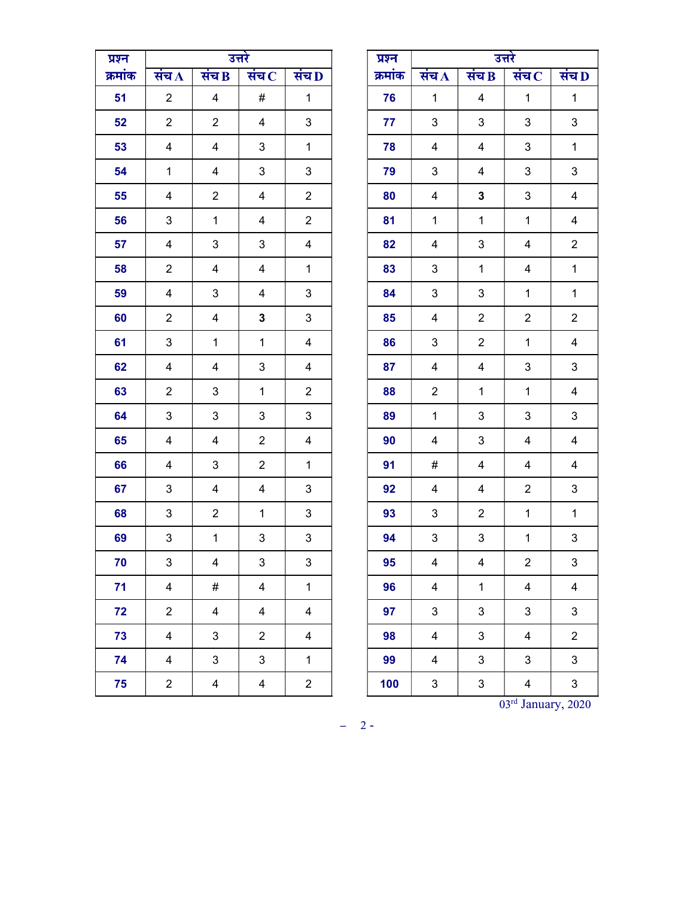| प्रश्न क्रमांक | उत्तरे | | | |
|---|---|---|---|---|
| | संच A | संच B | संच C | संच D |
| 51 | 2 | 4 | # | 1 |
| 52 | 2 | 2 | 4 | 3 |
| 53 | 4 | 4 | 3 | 1 |
| 54 | 1 | 4 | 3 | 3 |
| 55 | 4 | 2 | 4 | 2 |
| 56 | 3 | 1 | 4 | 2 |
| 57 | 4 | 3 | 3 | 4 |
| 58 | 2 | 4 | 4 | 1 |
| 59 | 4 | 3 | 4 | 3 |
| 60 | 2 | 4 | **3** | 3 |
| 61 | 3 | 1 | 1 | 4 |
| 62 | 4 | 4 | 3 | 4 |
| 63 | 2 | 3 | 1 | 2 |
| 64 | 3 | 3 | 3 | 3 |
| 65 | 4 | 4 | 2 | 4 |
| 66 | 4 | 3 | 2 | 1 |
| 67 | 3 | 4 | 4 | 3 |
| 68 | 3 | 2 | 1 | 3 |
| 69 | 3 | 1 | 3 | 3 |
| 70 | 3 | 4 | 3 | 3 |
| 71 | 4 | # | 4 | 1 |
| 72 | 2 | 4 | 4 | 4 |
| 73 | 4 | 3 | 2 | 4 |
| 74 | 4 | 3 | 3 | 1 |
| 75 | 2 | 4 | 4 | 2 |

| प्रश्न क्रमांक | उत्तरे | | | |
|---|---|---|---|---|
| | संच A | संच B | संच C | संच D |
| 76 | 1 | 4 | 1 | 1 |
| 77 | 3 | 3 | 3 | 3 |
| 78 | 4 | 4 | 3 | 1 |
| 79 | 3 | 4 | 3 | 3 |
| 80 | 4 | **3** | 3 | 4 |
| 81 | 1 | 1 | 1 | 4 |
| 82 | 4 | 3 | 4 | 2 |
| 83 | 3 | 1 | 4 | 1 |
| 84 | 3 | 3 | 1 | 1 |
| 85 | 4 | 2 | 2 | 2 |
| 86 | 3 | 2 | 1 | 4 |
| 87 | 4 | 4 | 3 | 3 |
| 88 | 2 | 1 | 1 | 4 |
| 89 | 1 | 3 | 3 | 3 |
| 90 | 4 | 3 | 4 | 4 |
| 91 | # | 4 | 4 | 4 |
| 92 | 4 | 4 | 2 | 3 |
| 93 | 3 | 2 | 1 | 1 |
| 94 | 3 | 3 | 1 | 3 |
| 95 | 4 | 4 | 2 | 3 |
| 96 | 4 | 1 | 4 | 4 |
| 97 | 3 | 3 | 3 | 3 |
| 98 | 4 | 3 | 4 | 2 |
| 99 | 4 | 3 | 3 | 3 |
| 100 | 3 | 3 | 4 | 3 |

03rd January, 2020